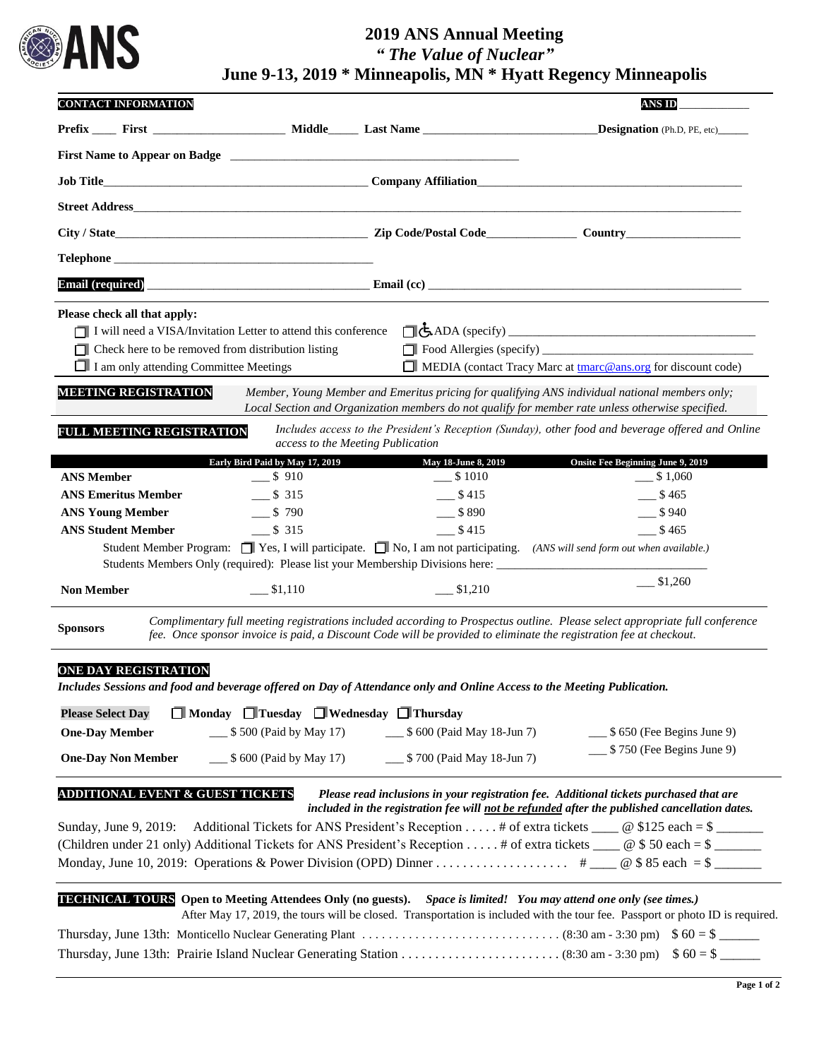# 2019 ANS Annual Meeting

## *"The Value of Nuclear"*

## June 9-13, 2019 * Minneapolis, MN * Hyatt Regency Minneapolis

**CONTACT INFORMATION** **ANS ID** ___________

**Prefix** ____ **First** ____________________ **Middle**_____ **Last Name** __________________________ **Designation** (Ph.D, PE, etc)_____

**First Name to Appear on Badge** ____________________________________________

**Job Title**__________________________________________ **Company Affiliation**__________________________________________

**Street Address**____________________________________________________________________________________________

**City / State**______________________________________ **Zip Code/Postal Code**______________ **Country**__________________

**Telephone** ________________________________________

**Email (required)** ___________________________________ **Email (cc)** __________________________________________________

**Please check all that apply:**

- ☐ I will need a VISA/Invitation Letter to attend this conference
- ☐ Check here to be removed from distribution listing
- ☐ I am only attending Committee Meetings
- ☐ ADA (specify) ______________________________________
- ☐ Food Allergies (specify) _______________________________
- ☐ MEDIA (contact Tracy Marc at tmarc@ans.org for discount code)

**MEETING REGISTRATION** *Member, Young Member and Emeritus pricing for qualifying ANS individual national members only; Local Section and Organization members do not qualify for member rate unless otherwise specified.*

**FULL MEETING REGISTRATION** *Includes access to the President's Reception (Sunday), other food and beverage offered and Online access to the Meeting Publication*

| | Early Bird Paid by May 17, 2019 | May 18-June 8, 2019 | Onsite Fee Beginning June 9, 2019 |
|---|---|---|---|
| **ANS Member** | ___ $ 910 | ___ $ 1010 | ___ $ 1,060 |
| **ANS Emeritus Member** | ___ $ 315 | ___ $ 415 | ___ $ 465 |
| **ANS Young Member** | ___ $ 790 | ___ $ 890 | ___ $ 940 |
| **ANS Student Member** | ___ $ 315 | ___ $ 415 | ___ $ 465 |
| **Non Member** | ___ $1,110 | ___ $1,210 | ___ $1,260 |

Student Member Program: ☐ Yes, I will participate. ☐ No, I am not participating. *(ANS will send form out when available.)*

Students Members Only (required): Please list your Membership Divisions here: ________________________________

**Sponsors** *Complimentary full meeting registrations included according to Prospectus outline. Please select appropriate full conference fee. Once sponsor invoice is paid, a Discount Code will be provided to eliminate the registration fee at checkout.*

**ONE DAY REGISTRATION**

***Includes Sessions and food and beverage offered on Day of Attendance only and Online Access to the Meeting Publication.***

**Please Select Day** ☐ **Monday** ☐ **Tuesday** ☐ **Wednesday** ☐ **Thursday**

| | | | |
|---|---|---|---|
| **One-Day Member** | ___ $ 500 (Paid by May 17) | ___ $ 600 (Paid May 18-Jun 7) | ___ $ 650 (Fee Begins June 9) |
| **One-Day Non Member** | ___ $ 600 (Paid by May 17) | ___ $ 700 (Paid May 18-Jun 7) | ___ $ 750 (Fee Begins June 9) |

**ADDITIONAL EVENT & GUEST TICKETS** ***Please read inclusions in your registration fee. Additional tickets purchased that are included in the registration fee will not be refunded after the published cancellation dates.***

Sunday, June 9, 2019: Additional Tickets for ANS President's Reception . . . . . # of extra tickets ____ @ $125 each = $ _______

(Children under 21 only) Additional Tickets for ANS President's Reception . . . . . # of extra tickets ____ @ $ 50 each = $ _______

Monday, June 10, 2019: Operations & Power Division (OPD) Dinner . . . . . . . . . . . . . . . . . . . . # ____ @ $ 85 each = $ _______

**TECHNICAL TOURS** **Open to Meeting Attendees Only (no guests).** *Space is limited! You may attend one only (see times.)*

After May 17, 2019, the tours will be closed. Transportation is included with the tour fee. Passport or photo ID is required.

Thursday, June 13th: Monticello Nuclear Generating Plant . . . . . . . . . . . . . . . . . . . . . . . . . . . . . . (8:30 am - 3:30 pm) $ 60 = $ ______

Thursday, June 13th: Prairie Island Nuclear Generating Station . . . . . . . . . . . . . . . . . . . . . . . . (8:30 am - 3:30 pm) $ 60 = $ ______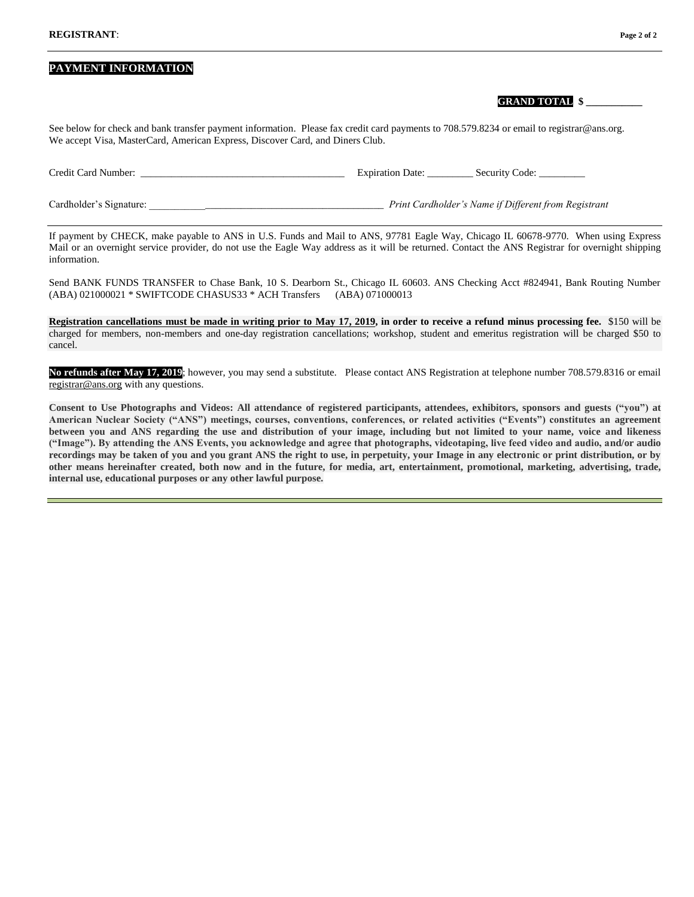REGISTRANT:

## PAYMENT INFORMATION

**GRAND TOTAL $ __________**

See below for check and bank transfer payment information. Please fax credit card payments to 708.579.8234 or email to registrar@ans.org. We accept Visa, MasterCard, American Express, Discover Card, and Diners Club.

Credit Card Number: ________________________________________ Expiration Date: _________ Security Code: _________

Cardholder's Signature: ______________________________________________ *Print Cardholder's Name if Different from Registrant*

If payment by CHECK, make payable to ANS in U.S. Funds and Mail to ANS, 97781 Eagle Way, Chicago IL 60678-9770. When using Express Mail or an overnight service provider, do not use the Eagle Way address as it will be returned. Contact the ANS Registrar for overnight shipping information.

Send BANK FUNDS TRANSFER to Chase Bank, 10 S. Dearborn St., Chicago IL 60603. ANS Checking Acct #824941, Bank Routing Number (ABA) 021000021 * SWIFTCODE CHASUS33 * ACH Transfers (ABA) 071000013

**Registration cancellations must be made in writing prior to May 17, 2019, in order to receive a refund minus processing fee.** $150 will be charged for members, non-members and one-day registration cancellations; workshop, student and emeritus registration will be charged $50 to cancel.

**No refunds after May 17, 2019**; however, you may send a substitute. Please contact ANS Registration at telephone number 708.579.8316 or email registrar@ans.org with any questions.

**Consent to Use Photographs and Videos: All attendance of registered participants, attendees, exhibitors, sponsors and guests ("you") at American Nuclear Society ("ANS") meetings, courses, conventions, conferences, or related activities ("Events") constitutes an agreement between you and ANS regarding the use and distribution of your image, including but not limited to your name, voice and likeness ("Image"). By attending the ANS Events, you acknowledge and agree that photographs, videotaping, live feed video and audio, and/or audio recordings may be taken of you and you grant ANS the right to use, in perpetuity, your Image in any electronic or print distribution, or by other means hereinafter created, both now and in the future, for media, art, entertainment, promotional, marketing, advertising, trade, internal use, educational purposes or any other lawful purpose.**